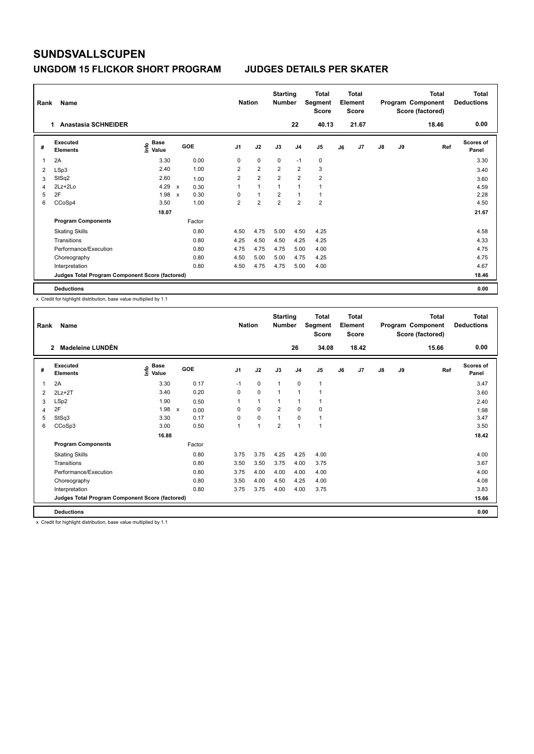# SUNDSVALLSCUPEN

## UNGDOM 15 FLICKOR SHORT PROGRAM — JUDGES DETAILS PER SKATER

| Rank | Name | Nation | Starting Number | Total Segment Score | Total Element Score | Total Program Component Score (factored) | Total Deductions |
|---|---|---|---|---|---|---|---|
| 1 | Anastasia SCHNEIDER | | 22 | 40.13 | 21.67 | 18.46 | 0.00 |

| # | Executed Elements | Info | Base Value | | GOE | J1 | J2 | J3 | J4 | J5 | J6 | J7 | J8 | J9 | Ref | Scores of Panel |
|---|---|---|---|---|---|---|---|---|---|---|---|---|---|---|---|---|
| 1 | 2A | | 3.30 | | 0.00 | 0 | 0 | 0 | -1 | 0 | | | | | | 3.30 |
| 2 | LSp3 | | 2.40 | | 1.00 | 2 | 2 | 2 | 2 | 3 | | | | | | 3.40 |
| 3 | StSq2 | | 2.60 | | 1.00 | 2 | 2 | 2 | 2 | 2 | | | | | | 3.60 |
| 4 | 2Lz+2Lo | | 4.29 | x | 0.30 | 1 | 1 | 1 | 1 | 1 | | | | | | 4.59 |
| 5 | 2F | | 1.98 | x | 0.30 | 0 | 1 | 2 | 1 | 1 | | | | | | 2.28 |
| 6 | CCoSp4 | | 3.50 | | 1.00 | 2 | 2 | 2 | 2 | 2 | | | | | | 4.50 |
| | | | 18.07 | | | | | | | | | | | | | 21.67 |
| | **Program Components** | | | | Factor | | | | | | | | | | | |
| | Skating Skills | | | | 0.80 | 4.50 | 4.75 | 5.00 | 4.50 | 4.25 | | | | | | 4.58 |
| | Transitions | | | | 0.80 | 4.25 | 4.50 | 4.50 | 4.25 | 4.25 | | | | | | 4.33 |
| | Performance/Execution | | | | 0.80 | 4.75 | 4.75 | 4.75 | 5.00 | 4.00 | | | | | | 4.75 |
| | Choreography | | | | 0.80 | 4.50 | 5.00 | 5.00 | 4.75 | 4.25 | | | | | | 4.75 |
| | Interpretation | | | | 0.80 | 4.50 | 4.75 | 4.75 | 5.00 | 4.00 | | | | | | 4.67 |
| | **Judges Total Program Component Score (factored)** | | | | | | | | | | | | | | | 18.46 |
| | **Deductions** | | | | | | | | | | | | | | | 0.00 |

x Credit for highlight distribution, base value multiplied by 1.1

| Rank | Name | Nation | Starting Number | Total Segment Score | Total Element Score | Total Program Component Score (factored) | Total Deductions |
|---|---|---|---|---|---|---|---|
| 2 | Madeleine LUNDÉN | | 26 | 34.08 | 18.42 | 15.66 | 0.00 |

| # | Executed Elements | Info | Base Value | | GOE | J1 | J2 | J3 | J4 | J5 | J6 | J7 | J8 | J9 | Ref | Scores of Panel |
|---|---|---|---|---|---|---|---|---|---|---|---|---|---|---|---|---|
| 1 | 2A | | 3.30 | | 0.17 | -1 | 0 | 1 | 0 | 1 | | | | | | 3.47 |
| 2 | 2Lz+2T | | 3.40 | | 0.20 | 0 | 0 | 1 | 1 | 1 | | | | | | 3.60 |
| 3 | LSp2 | | 1.90 | | 0.50 | 1 | 1 | 1 | 1 | 1 | | | | | | 2.40 |
| 4 | 2F | | 1.98 | x | 0.00 | 0 | 0 | 2 | 0 | 0 | | | | | | 1.98 |
| 5 | StSq3 | | 3.30 | | 0.17 | 0 | 0 | 1 | 0 | 1 | | | | | | 3.47 |
| 6 | CCoSp3 | | 3.00 | | 0.50 | 1 | 1 | 2 | 1 | 1 | | | | | | 3.50 |
| | | | 16.88 | | | | | | | | | | | | | 18.42 |
| | **Program Components** | | | | Factor | | | | | | | | | | | |
| | Skating Skills | | | | 0.80 | 3.75 | 3.75 | 4.25 | 4.25 | 4.00 | | | | | | 4.00 |
| | Transitions | | | | 0.80 | 3.50 | 3.50 | 3.75 | 4.00 | 3.75 | | | | | | 3.67 |
| | Performance/Execution | | | | 0.80 | 3.75 | 4.00 | 4.00 | 4.00 | 4.00 | | | | | | 4.00 |
| | Choreography | | | | 0.80 | 3.50 | 4.00 | 4.50 | 4.25 | 4.00 | | | | | | 4.08 |
| | Interpretation | | | | 0.80 | 3.75 | 3.75 | 4.00 | 4.00 | 3.75 | | | | | | 3.83 |
| | **Judges Total Program Component Score (factored)** | | | | | | | | | | | | | | | 15.66 |
| | **Deductions** | | | | | | | | | | | | | | | 0.00 |

x Credit for highlight distribution, base value multiplied by 1.1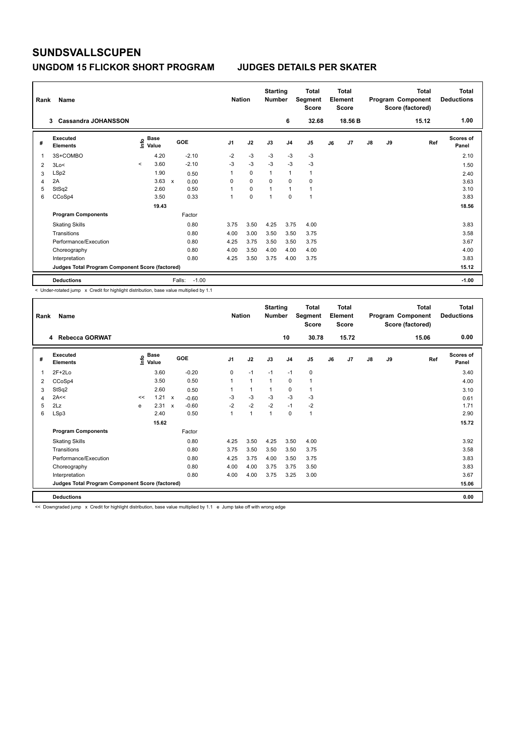# SUNDSVALLSCUPEN

## UNGDOM 15 FLICKOR SHORT PROGRAM — JUDGES DETAILS PER SKATER

| Rank | Name | Nation | Starting Number | Total Segment Score | Total Element Score | Total Program Component Score (factored) | Total Deductions |
|---|---|---|---|---|---|---|---|
| 3 | Cassandra JOHANSSON | | 6 | 32.68 | 18.56 B | 15.12 | 1.00 |

| # | Executed Elements | Info | Base Value | | GOE | J1 | J2 | J3 | J4 | J5 | J6 | J7 | J8 | J9 | Ref | Scores of Panel |
|---|---|---|---|---|---|---|---|---|---|---|---|---|---|---|---|---|
| 1 | 3S+COMBO | | 4.20 | | -2.10 | -2 | -3 | -3 | -3 | -3 | | | | | | 2.10 |
| 2 | 3Lo< | < | 3.60 | | -2.10 | -3 | -3 | -3 | -3 | -3 | | | | | | 1.50 |
| 3 | LSp2 | | 1.90 | | 0.50 | 1 | 0 | 1 | 1 | 1 | | | | | | 2.40 |
| 4 | 2A | | 3.63 | x | 0.00 | 0 | 0 | 0 | 0 | 0 | | | | | | 3.63 |
| 5 | StSq2 | | 2.60 | | 0.50 | 1 | 0 | 1 | 1 | 1 | | | | | | 3.10 |
| 6 | CCoSp4 | | 3.50 | | 0.33 | 1 | 0 | 1 | 0 | 1 | | | | | | 3.83 |
| | | | 19.43 | | | | | | | | | | | | | 18.56 |
| | **Program Components** | | | | Factor | | | | | | | | | | | |
| | Skating Skills | | | | 0.80 | 3.75 | 3.50 | 4.25 | 3.75 | 4.00 | | | | | | 3.83 |
| | Transitions | | | | 0.80 | 4.00 | 3.00 | 3.50 | 3.50 | 3.75 | | | | | | 3.58 |
| | Performance/Execution | | | | 0.80 | 4.25 | 3.75 | 3.50 | 3.50 | 3.75 | | | | | | 3.67 |
| | Choreography | | | | 0.80 | 4.00 | 3.50 | 4.00 | 4.00 | 4.00 | | | | | | 4.00 |
| | Interpretation | | | | 0.80 | 4.25 | 3.50 | 3.75 | 4.00 | 3.75 | | | | | | 3.83 |
| | **Judges Total Program Component Score (factored)** | | | | | | | | | | | | | | | 15.12 |
| | **Deductions** | | | | Falls: -1.00 | | | | | | | | | | | -1.00 |

< Under-rotated jump x Credit for highlight distribution, base value multiplied by 1.1

| Rank | Name | Nation | Starting Number | Total Segment Score | Total Element Score | Total Program Component Score (factored) | Total Deductions |
|---|---|---|---|---|---|---|---|
| 4 | Rebecca GORWAT | | 10 | 30.78 | 15.72 | 15.06 | 0.00 |

| # | Executed Elements | Info | Base Value | | GOE | J1 | J2 | J3 | J4 | J5 | J6 | J7 | J8 | J9 | Ref | Scores of Panel |
|---|---|---|---|---|---|---|---|---|---|---|---|---|---|---|---|---|
| 1 | 2F+2Lo | | 3.60 | | -0.20 | 0 | -1 | -1 | -1 | 0 | | | | | | 3.40 |
| 2 | CCoSp4 | | 3.50 | | 0.50 | 1 | 1 | 1 | 0 | 1 | | | | | | 4.00 |
| 3 | StSq2 | | 2.60 | | 0.50 | 1 | 1 | 1 | 0 | 1 | | | | | | 3.10 |
| 4 | 2A<< | << | 1.21 | x | -0.60 | -3 | -3 | -3 | -3 | -3 | | | | | | 0.61 |
| 5 | 2Lz | e | 2.31 | x | -0.60 | -2 | -2 | -2 | -1 | -2 | | | | | | 1.71 |
| 6 | LSp3 | | 2.40 | | 0.50 | 1 | 1 | 1 | 0 | 1 | | | | | | 2.90 |
| | | | 15.62 | | | | | | | | | | | | | 15.72 |
| | **Program Components** | | | | Factor | | | | | | | | | | | |
| | Skating Skills | | | | 0.80 | 4.25 | 3.50 | 4.25 | 3.50 | 4.00 | | | | | | 3.92 |
| | Transitions | | | | 0.80 | 3.75 | 3.50 | 3.50 | 3.50 | 3.75 | | | | | | 3.58 |
| | Performance/Execution | | | | 0.80 | 4.25 | 3.75 | 4.00 | 3.50 | 3.75 | | | | | | 3.83 |
| | Choreography | | | | 0.80 | 4.00 | 4.00 | 3.75 | 3.75 | 3.50 | | | | | | 3.83 |
| | Interpretation | | | | 0.80 | 4.00 | 4.00 | 3.75 | 3.25 | 3.00 | | | | | | 3.67 |
| | **Judges Total Program Component Score (factored)** | | | | | | | | | | | | | | | 15.06 |
| | **Deductions** | | | | | | | | | | | | | | | 0.00 |

<< Downgraded jump x Credit for highlight distribution, base value multiplied by 1.1 e Jump take off with wrong edge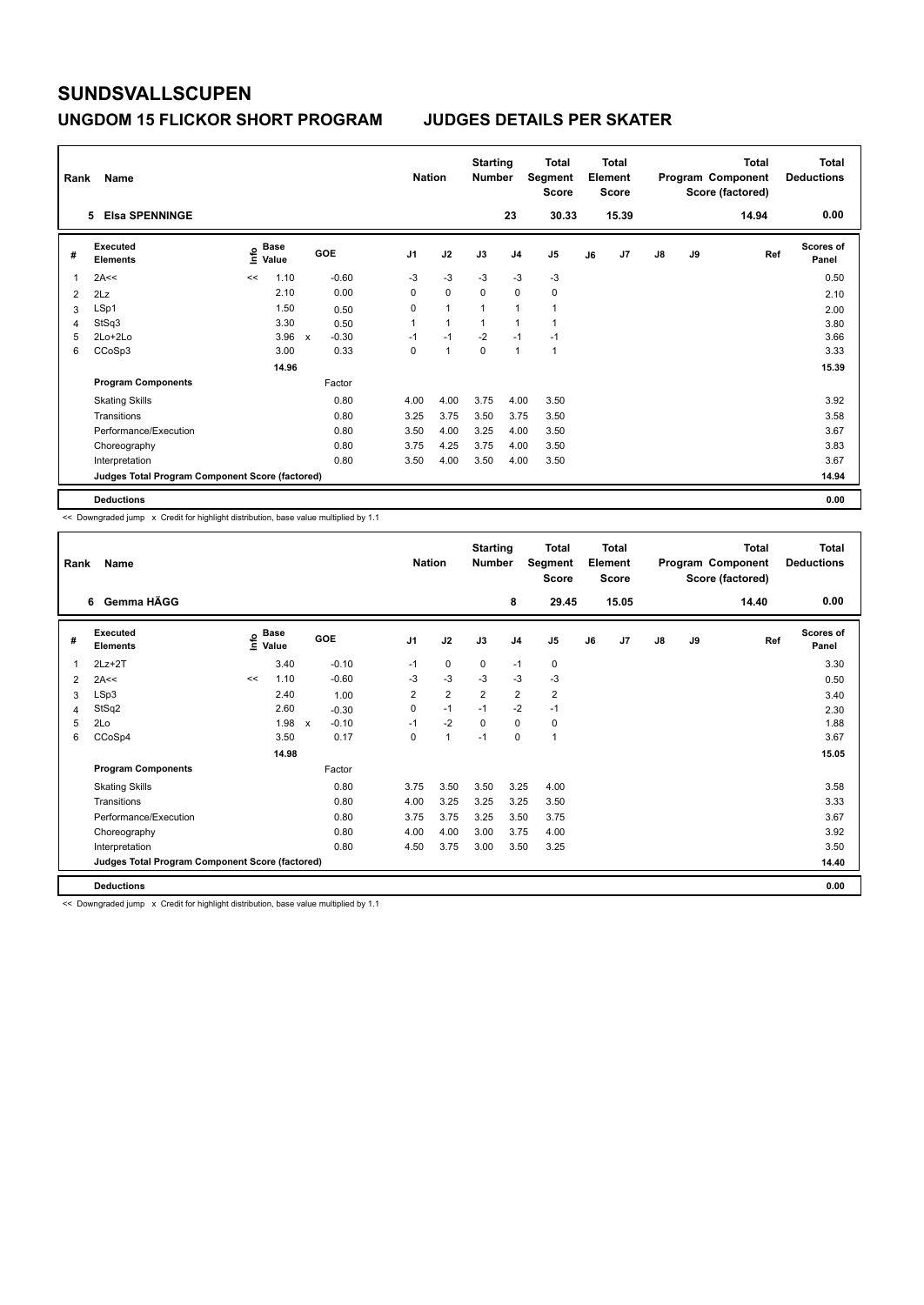# SUNDSVALLSCUPEN

## UNGDOM 15 FLICKOR SHORT PROGRAM — JUDGES DETAILS PER SKATER

| Rank | Name | Nation | Starting Number | Total Segment Score | Total Element Score | Total Program Component Score (factored) | Total Deductions |
|---|---|---|---|---|---|---|---|
| 5 | Elsa SPENNINGE | | 23 | 30.33 | 15.39 | 14.94 | 0.00 |

| # | Executed Elements | Info | Base Value | | GOE | J1 | J2 | J3 | J4 | J5 | J6 | J7 | J8 | J9 | Ref | Scores of Panel |
|---|---|---|---|---|---|---|---|---|---|---|---|---|---|---|---|---|
| 1 | 2A<< | << | 1.10 | | -0.60 | -3 | -3 | -3 | -3 | -3 | | | | | | 0.50 |
| 2 | 2Lz | | 2.10 | | 0.00 | 0 | 0 | 0 | 0 | 0 | | | | | | 2.10 |
| 3 | LSp1 | | 1.50 | | 0.50 | 0 | 1 | 1 | 1 | 1 | | | | | | 2.00 |
| 4 | StSq3 | | 3.30 | | 0.50 | 1 | 1 | 1 | 1 | 1 | | | | | | 3.80 |
| 5 | 2Lo+2Lo | | 3.96 | x | -0.30 | -1 | -1 | -2 | -1 | -1 | | | | | | 3.66 |
| 6 | CCoSp3 | | 3.00 | | 0.33 | 0 | 1 | 0 | 1 | 1 | | | | | | 3.33 |
| | | | 14.96 | | | | | | | | | | | | | 15.39 |
| | **Program Components** | | | | Factor | | | | | | | | | | | |
| | Skating Skills | | | | 0.80 | 4.00 | 4.00 | 3.75 | 4.00 | 3.50 | | | | | | 3.92 |
| | Transitions | | | | 0.80 | 3.25 | 3.75 | 3.50 | 3.75 | 3.50 | | | | | | 3.58 |
| | Performance/Execution | | | | 0.80 | 3.50 | 4.00 | 3.25 | 4.00 | 3.50 | | | | | | 3.67 |
| | Choreography | | | | 0.80 | 3.75 | 4.25 | 3.75 | 4.00 | 3.50 | | | | | | 3.83 |
| | Interpretation | | | | 0.80 | 3.50 | 4.00 | 3.50 | 4.00 | 3.50 | | | | | | 3.67 |
| | **Judges Total Program Component Score (factored)** | | | | | | | | | | | | | | | 14.94 |
| | **Deductions** | | | | | | | | | | | | | | | 0.00 |

<< Downgraded jump x Credit for highlight distribution, base value multiplied by 1.1

| Rank | Name | Nation | Starting Number | Total Segment Score | Total Element Score | Total Program Component Score (factored) | Total Deductions |
|---|---|---|---|---|---|---|---|
| 6 | Gemma HÄGG | | 8 | 29.45 | 15.05 | 14.40 | 0.00 |

| # | Executed Elements | Info | Base Value | | GOE | J1 | J2 | J3 | J4 | J5 | J6 | J7 | J8 | J9 | Ref | Scores of Panel |
|---|---|---|---|---|---|---|---|---|---|---|---|---|---|---|---|---|
| 1 | 2Lz+2T | | 3.40 | | -0.10 | -1 | 0 | 0 | -1 | 0 | | | | | | 3.30 |
| 2 | 2A<< | << | 1.10 | | -0.60 | -3 | -3 | -3 | -3 | -3 | | | | | | 0.50 |
| 3 | LSp3 | | 2.40 | | 1.00 | 2 | 2 | 2 | 2 | 2 | | | | | | 3.40 |
| 4 | StSq2 | | 2.60 | | -0.30 | 0 | -1 | -1 | -2 | -1 | | | | | | 2.30 |
| 5 | 2Lo | | 1.98 | x | -0.10 | -1 | -2 | 0 | 0 | 0 | | | | | | 1.88 |
| 6 | CCoSp4 | | 3.50 | | 0.17 | 0 | 1 | -1 | 0 | 1 | | | | | | 3.67 |
| | | | 14.98 | | | | | | | | | | | | | 15.05 |
| | **Program Components** | | | | Factor | | | | | | | | | | | |
| | Skating Skills | | | | 0.80 | 3.75 | 3.50 | 3.50 | 3.25 | 4.00 | | | | | | 3.58 |
| | Transitions | | | | 0.80 | 4.00 | 3.25 | 3.25 | 3.25 | 3.50 | | | | | | 3.33 |
| | Performance/Execution | | | | 0.80 | 3.75 | 3.75 | 3.25 | 3.50 | 3.75 | | | | | | 3.67 |
| | Choreography | | | | 0.80 | 4.00 | 4.00 | 3.00 | 3.75 | 4.00 | | | | | | 3.92 |
| | Interpretation | | | | 0.80 | 4.50 | 3.75 | 3.00 | 3.50 | 3.25 | | | | | | 3.50 |
| | **Judges Total Program Component Score (factored)** | | | | | | | | | | | | | | | 14.40 |
| | **Deductions** | | | | | | | | | | | | | | | 0.00 |

<< Downgraded jump x Credit for highlight distribution, base value multiplied by 1.1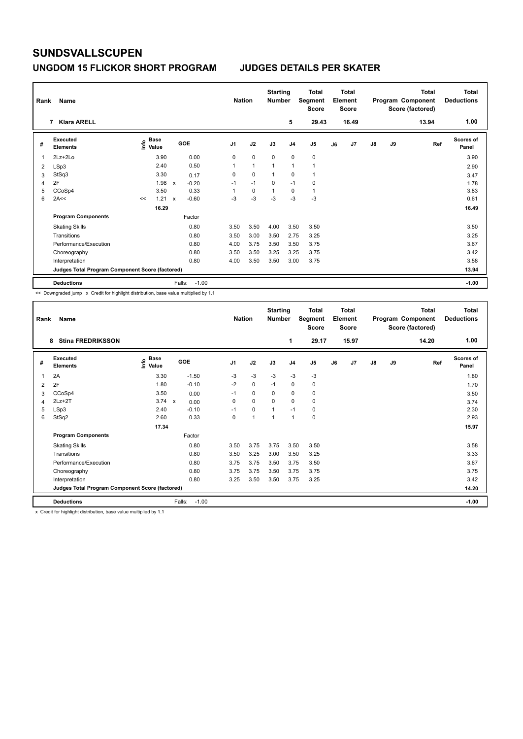# SUNDSVALLSCUPEN

## UNGDOM 15 FLICKOR SHORT PROGRAM — JUDGES DETAILS PER SKATER

| Rank | Name | Nation | Starting Number | Total Segment Score | Total Element Score | Total Program Component Score (factored) | Total Deductions |
|---|---|---|---|---|---|---|---|
| 7 | Klara ARELL | | 5 | 29.43 | 16.49 | 13.94 | 1.00 |

| # | Executed Elements | Info | Base Value | | GOE | J1 | J2 | J3 | J4 | J5 | J6 | J7 | J8 | J9 | Ref | Scores of Panel |
|---|---|---|---|---|---|---|---|---|---|---|---|---|---|---|---|---|
| 1 | 2Lz+2Lo | | 3.90 | | 0.00 | 0 | 0 | 0 | 0 | 0 | | | | | | 3.90 |
| 2 | LSp3 | | 2.40 | | 0.50 | 1 | 1 | 1 | 1 | 1 | | | | | | 2.90 |
| 3 | StSq3 | | 3.30 | | 0.17 | 0 | 0 | 1 | 0 | 1 | | | | | | 3.47 |
| 4 | 2F | | 1.98 | x | -0.20 | -1 | -1 | 0 | -1 | 0 | | | | | | 1.78 |
| 5 | CCoSp4 | | 3.50 | | 0.33 | 1 | 0 | 1 | 0 | 1 | | | | | | 3.83 |
| 6 | 2A<< | << | 1.21 | x | -0.60 | -3 | -3 | -3 | -3 | -3 | | | | | | 0.61 |
| | | | 16.29 | | | | | | | | | | | | | 16.49 |
| | **Program Components** | | | | Factor | | | | | | | | | | | |
| | Skating Skills | | | | 0.80 | 3.50 | 3.50 | 4.00 | 3.50 | 3.50 | | | | | | 3.50 |
| | Transitions | | | | 0.80 | 3.50 | 3.00 | 3.50 | 2.75 | 3.25 | | | | | | 3.25 |
| | Performance/Execution | | | | 0.80 | 4.00 | 3.75 | 3.50 | 3.50 | 3.75 | | | | | | 3.67 |
| | Choreography | | | | 0.80 | 3.50 | 3.50 | 3.25 | 3.25 | 3.75 | | | | | | 3.42 |
| | Interpretation | | | | 0.80 | 4.00 | 3.50 | 3.50 | 3.00 | 3.75 | | | | | | 3.58 |
| | **Judges Total Program Component Score (factored)** | | | | | | | | | | | | | | | 13.94 |
| | **Deductions** | | | | Falls: -1.00 | | | | | | | | | | | -1.00 |

<< Downgraded jump x Credit for highlight distribution, base value multiplied by 1.1

| Rank | Name | Nation | Starting Number | Total Segment Score | Total Element Score | Total Program Component Score (factored) | Total Deductions |
|---|---|---|---|---|---|---|---|
| 8 | Stina FREDRIKSSON | | 1 | 29.17 | 15.97 | 14.20 | 1.00 |

| # | Executed Elements | Info | Base Value | | GOE | J1 | J2 | J3 | J4 | J5 | J6 | J7 | J8 | J9 | Ref | Scores of Panel |
|---|---|---|---|---|---|---|---|---|---|---|---|---|---|---|---|---|
| 1 | 2A | | 3.30 | | -1.50 | -3 | -3 | -3 | -3 | -3 | | | | | | 1.80 |
| 2 | 2F | | 1.80 | | -0.10 | -2 | 0 | -1 | 0 | 0 | | | | | | 1.70 |
| 3 | CCoSp4 | | 3.50 | | 0.00 | -1 | 0 | 0 | 0 | 0 | | | | | | 3.50 |
| 4 | 2Lz+2T | | 3.74 | x | 0.00 | 0 | 0 | 0 | 0 | 0 | | | | | | 3.74 |
| 5 | LSp3 | | 2.40 | | -0.10 | -1 | 0 | 1 | -1 | 0 | | | | | | 2.30 |
| 6 | StSq2 | | 2.60 | | 0.33 | 0 | 1 | 1 | 1 | 0 | | | | | | 2.93 |
| | | | 17.34 | | | | | | | | | | | | | 15.97 |
| | **Program Components** | | | | Factor | | | | | | | | | | | |
| | Skating Skills | | | | 0.80 | 3.50 | 3.75 | 3.75 | 3.50 | 3.50 | | | | | | 3.58 |
| | Transitions | | | | 0.80 | 3.50 | 3.25 | 3.00 | 3.50 | 3.25 | | | | | | 3.33 |
| | Performance/Execution | | | | 0.80 | 3.75 | 3.75 | 3.50 | 3.75 | 3.50 | | | | | | 3.67 |
| | Choreography | | | | 0.80 | 3.75 | 3.75 | 3.50 | 3.75 | 3.75 | | | | | | 3.75 |
| | Interpretation | | | | 0.80 | 3.25 | 3.50 | 3.50 | 3.75 | 3.25 | | | | | | 3.42 |
| | **Judges Total Program Component Score (factored)** | | | | | | | | | | | | | | | 14.20 |
| | **Deductions** | | | | Falls: -1.00 | | | | | | | | | | | -1.00 |

x Credit for highlight distribution, base value multiplied by 1.1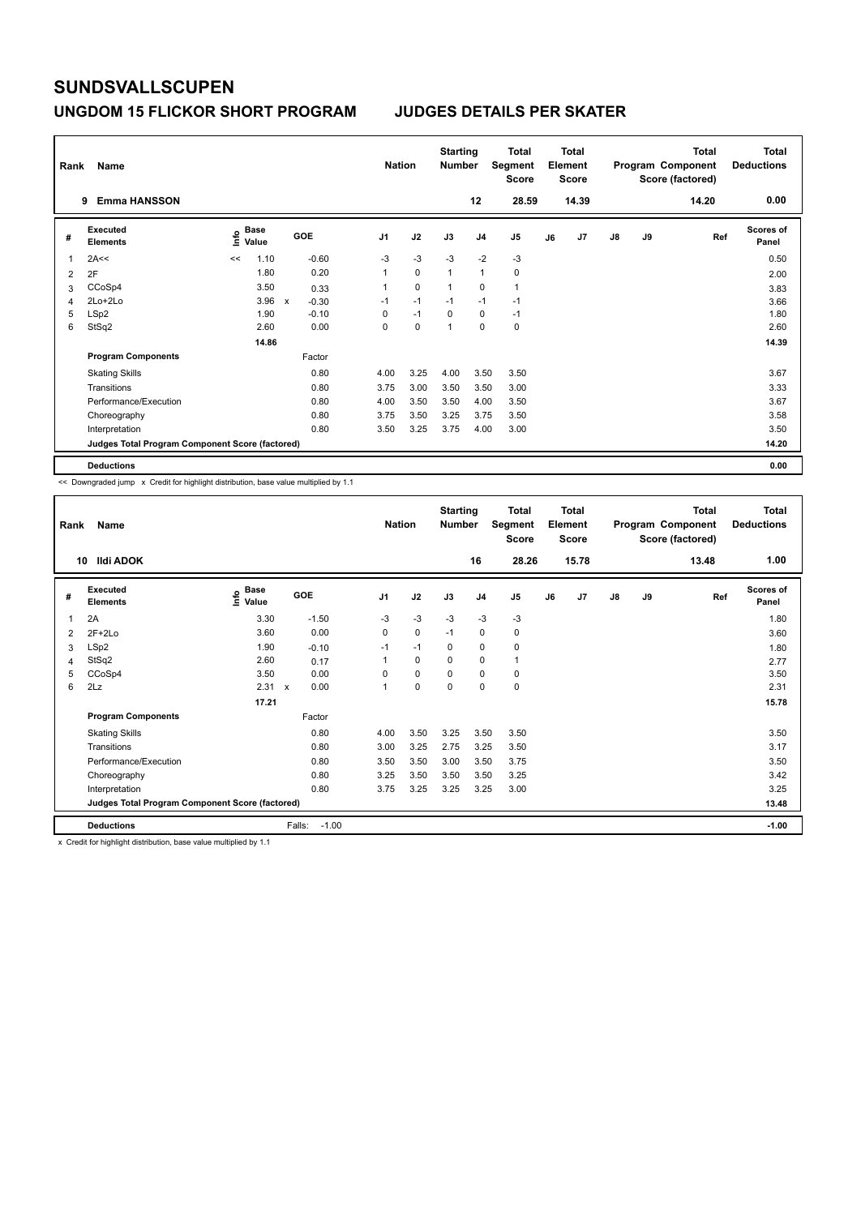# SUNDSVALLSCUPEN

## UNGDOM 15 FLICKOR SHORT PROGRAM JUDGES DETAILS PER SKATER

| Rank | Name | Nation | Starting Number | Total Segment Score | Total Element Score | Total Program Component Score (factored) | Total Deductions |
|---|---|---|---|---|---|---|---|
| 9 | Emma HANSSON | | 12 | 28.59 | 14.39 | 14.20 | 0.00 |

| # | Executed Elements | Info | Base Value | | GOE | J1 | J2 | J3 | J4 | J5 | J6 | J7 | J8 | J9 | Ref | Scores of Panel |
|---|---|---|---|---|---|---|---|---|---|---|---|---|---|---|---|---|
| 1 | 2A<< | << | 1.10 | | -0.60 | -3 | -3 | -3 | -2 | -3 | | | | | | 0.50 |
| 2 | 2F | | 1.80 | | 0.20 | 1 | 0 | 1 | 1 | 0 | | | | | | 2.00 |
| 3 | CCoSp4 | | 3.50 | | 0.33 | 1 | 0 | 1 | 0 | 1 | | | | | | 3.83 |
| 4 | 2Lo+2Lo | | 3.96 | x | -0.30 | -1 | -1 | -1 | -1 | -1 | | | | | | 3.66 |
| 5 | LSp2 | | 1.90 | | -0.10 | 0 | -1 | 0 | 0 | -1 | | | | | | 1.80 |
| 6 | StSq2 | | 2.60 | | 0.00 | 0 | 0 | 1 | 0 | 0 | | | | | | 2.60 |
| | | | 14.86 | | | | | | | | | | | | | 14.39 |
| | **Program Components** | | | | Factor | | | | | | | | | | | |
| | Skating Skills | | | | 0.80 | 4.00 | 3.25 | 4.00 | 3.50 | 3.50 | | | | | | 3.67 |
| | Transitions | | | | 0.80 | 3.75 | 3.00 | 3.50 | 3.50 | 3.00 | | | | | | 3.33 |
| | Performance/Execution | | | | 0.80 | 4.00 | 3.50 | 3.50 | 4.00 | 3.50 | | | | | | 3.67 |
| | Choreography | | | | 0.80 | 3.75 | 3.50 | 3.25 | 3.75 | 3.50 | | | | | | 3.58 |
| | Interpretation | | | | 0.80 | 3.50 | 3.25 | 3.75 | 4.00 | 3.00 | | | | | | 3.50 |
| | **Judges Total Program Component Score (factored)** | | | | | | | | | | | | | | | 14.20 |
| | **Deductions** | | | | | | | | | | | | | | | 0.00 |

<< Downgraded jump x Credit for highlight distribution, base value multiplied by 1.1

| Rank | Name | Nation | Starting Number | Total Segment Score | Total Element Score | Total Program Component Score (factored) | Total Deductions |
|---|---|---|---|---|---|---|---|
| 10 | Ildi ADOK | | 16 | 28.26 | 15.78 | 13.48 | 1.00 |

| # | Executed Elements | Info | Base Value | | GOE | J1 | J2 | J3 | J4 | J5 | J6 | J7 | J8 | J9 | Ref | Scores of Panel |
|---|---|---|---|---|---|---|---|---|---|---|---|---|---|---|---|---|
| 1 | 2A | | 3.30 | | -1.50 | -3 | -3 | -3 | -3 | -3 | | | | | | 1.80 |
| 2 | 2F+2Lo | | 3.60 | | 0.00 | 0 | 0 | -1 | 0 | 0 | | | | | | 3.60 |
| 3 | LSp2 | | 1.90 | | -0.10 | -1 | -1 | 0 | 0 | 0 | | | | | | 1.80 |
| 4 | StSq2 | | 2.60 | | 0.17 | 1 | 0 | 0 | 0 | 1 | | | | | | 2.77 |
| 5 | CCoSp4 | | 3.50 | | 0.00 | 0 | 0 | 0 | 0 | 0 | | | | | | 3.50 |
| 6 | 2Lz | | 2.31 | x | 0.00 | 1 | 0 | 0 | 0 | 0 | | | | | | 2.31 |
| | | | 17.21 | | | | | | | | | | | | | 15.78 |
| | **Program Components** | | | | Factor | | | | | | | | | | | |
| | Skating Skills | | | | 0.80 | 4.00 | 3.50 | 3.25 | 3.50 | 3.50 | | | | | | 3.50 |
| | Transitions | | | | 0.80 | 3.00 | 3.25 | 2.75 | 3.25 | 3.50 | | | | | | 3.17 |
| | Performance/Execution | | | | 0.80 | 3.50 | 3.50 | 3.00 | 3.50 | 3.75 | | | | | | 3.50 |
| | Choreography | | | | 0.80 | 3.25 | 3.50 | 3.50 | 3.50 | 3.25 | | | | | | 3.42 |
| | Interpretation | | | | 0.80 | 3.75 | 3.25 | 3.25 | 3.25 | 3.00 | | | | | | 3.25 |
| | **Judges Total Program Component Score (factored)** | | | | | | | | | | | | | | | 13.48 |
| | **Deductions** | | | | Falls: -1.00 | | | | | | | | | | | -1.00 |

x Credit for highlight distribution, base value multiplied by 1.1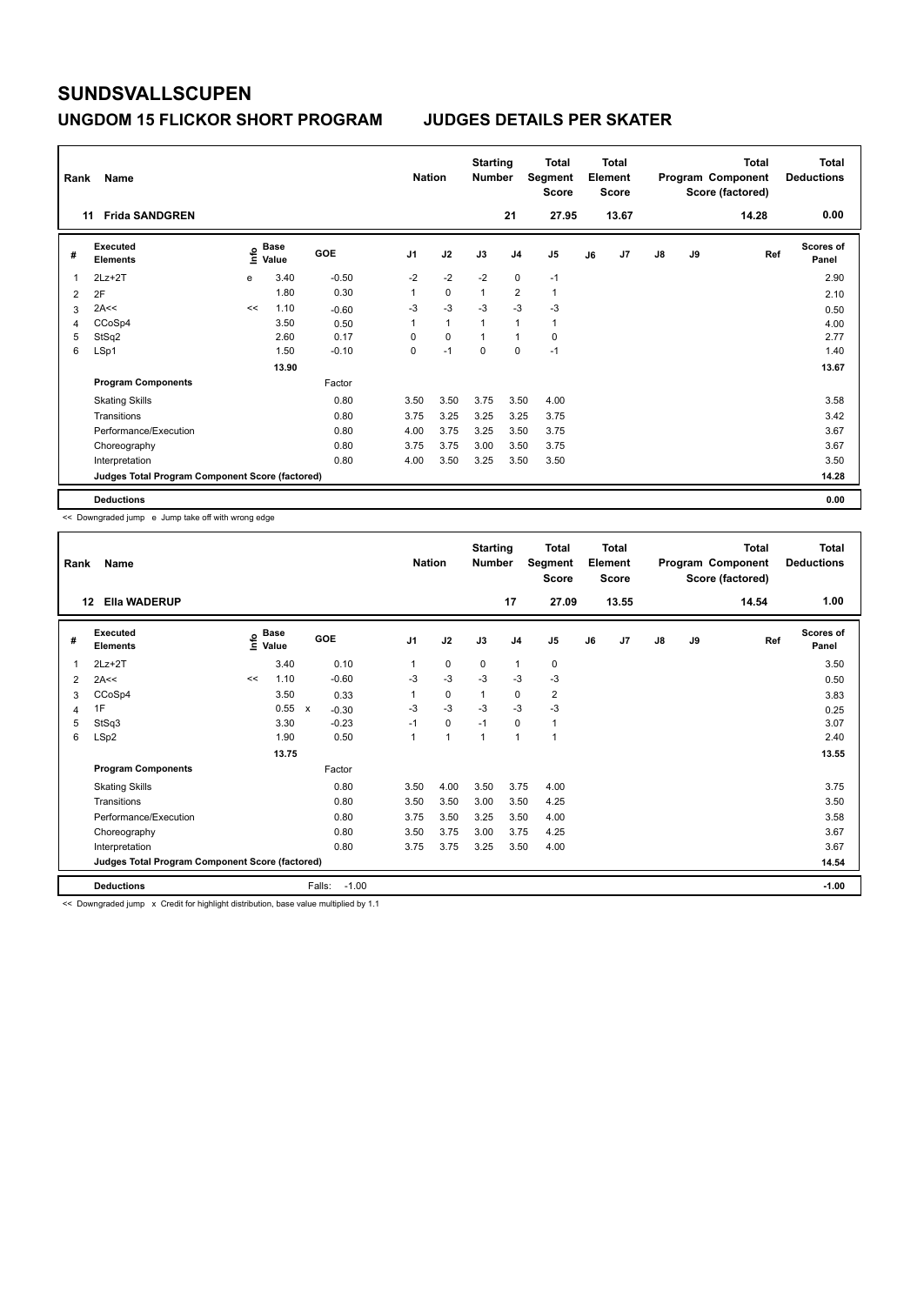# SUNDSVALLSCUPEN

## UNGDOM 15 FLICKOR SHORT PROGRAM — JUDGES DETAILS PER SKATER

| Rank | Name | Nation | Starting Number | Total Segment Score | Total Element Score | Total Program Component Score (factored) | Total Deductions |
|---|---|---|---|---|---|---|---|
| 11 | Frida SANDGREN | | 21 | 27.95 | 13.67 | 14.28 | 0.00 |

| # | Executed Elements | Info | Base Value | GOE | J1 | J2 | J3 | J4 | J5 | J6 | J7 | J8 | J9 | Ref | Scores of Panel |
|---|---|---|---|---|---|---|---|---|---|---|---|---|---|---|---|
| 1 | 2Lz+2T | e | 3.40 | -0.50 | -2 | -2 | -2 | 0 | -1 | | | | | | 2.90 |
| 2 | 2F | | 1.80 | 0.30 | 1 | 0 | 1 | 2 | 1 | | | | | | 2.10 |
| 3 | 2A<< | << | 1.10 | -0.60 | -3 | -3 | -3 | -3 | -3 | | | | | | 0.50 |
| 4 | CCoSp4 | | 3.50 | 0.50 | 1 | 1 | 1 | 1 | 1 | | | | | | 4.00 |
| 5 | StSq2 | | 2.60 | 0.17 | 0 | 0 | 1 | 1 | 0 | | | | | | 2.77 |
| 6 | LSp1 | | 1.50 | -0.10 | 0 | -1 | 0 | 0 | -1 | | | | | | 1.40 |
| | | | 13.90 | | | | | | | | | | | | 13.67 |
| | **Program Components** | | | Factor | | | | | | | | | | | |
| | Skating Skills | | | 0.80 | 3.50 | 3.50 | 3.75 | 3.50 | 4.00 | | | | | | 3.58 |
| | Transitions | | | 0.80 | 3.75 | 3.25 | 3.25 | 3.25 | 3.75 | | | | | | 3.42 |
| | Performance/Execution | | | 0.80 | 4.00 | 3.75 | 3.25 | 3.50 | 3.75 | | | | | | 3.67 |
| | Choreography | | | 0.80 | 3.75 | 3.75 | 3.00 | 3.50 | 3.75 | | | | | | 3.67 |
| | Interpretation | | | 0.80 | 4.00 | 3.50 | 3.25 | 3.50 | 3.50 | | | | | | 3.50 |
| | Judges Total Program Component Score (factored) | | | | | | | | | | | | | | 14.28 |
| | **Deductions** | | | | | | | | | | | | | | 0.00 |

<< Downgraded jump e Jump take off with wrong edge

| Rank | Name | Nation | Starting Number | Total Segment Score | Total Element Score | Total Program Component Score (factored) | Total Deductions |
|---|---|---|---|---|---|---|---|
| 12 | Ella WADERUP | | 17 | 27.09 | 13.55 | 14.54 | 1.00 |

| # | Executed Elements | Info | Base Value | GOE | J1 | J2 | J3 | J4 | J5 | J6 | J7 | J8 | J9 | Ref | Scores of Panel |
|---|---|---|---|---|---|---|---|---|---|---|---|---|---|---|---|
| 1 | 2Lz+2T | | 3.40 | 0.10 | 1 | 0 | 0 | 1 | 0 | | | | | | 3.50 |
| 2 | 2A<< | << | 1.10 | -0.60 | -3 | -3 | -3 | -3 | -3 | | | | | | 0.50 |
| 3 | CCoSp4 | | 3.50 | 0.33 | 1 | 0 | 1 | 0 | 2 | | | | | | 3.83 |
| 4 | 1F | | 0.55 x | -0.30 | -3 | -3 | -3 | -3 | -3 | | | | | | 0.25 |
| 5 | StSq3 | | 3.30 | -0.23 | -1 | 0 | -1 | 0 | 1 | | | | | | 3.07 |
| 6 | LSp2 | | 1.90 | 0.50 | 1 | 1 | 1 | 1 | 1 | | | | | | 2.40 |
| | | | 13.75 | | | | | | | | | | | | 13.55 |
| | **Program Components** | | | Factor | | | | | | | | | | | |
| | Skating Skills | | | 0.80 | 3.50 | 4.00 | 3.50 | 3.75 | 4.00 | | | | | | 3.75 |
| | Transitions | | | 0.80 | 3.50 | 3.50 | 3.00 | 3.50 | 4.25 | | | | | | 3.50 |
| | Performance/Execution | | | 0.80 | 3.75 | 3.50 | 3.25 | 3.50 | 4.00 | | | | | | 3.58 |
| | Choreography | | | 0.80 | 3.50 | 3.75 | 3.00 | 3.75 | 4.25 | | | | | | 3.67 |
| | Interpretation | | | 0.80 | 3.75 | 3.75 | 3.25 | 3.50 | 4.00 | | | | | | 3.67 |
| | Judges Total Program Component Score (factored) | | | | | | | | | | | | | | 14.54 |
| | **Deductions** | | | Falls: -1.00 | | | | | | | | | | | -1.00 |

<< Downgraded jump x Credit for highlight distribution, base value multiplied by 1.1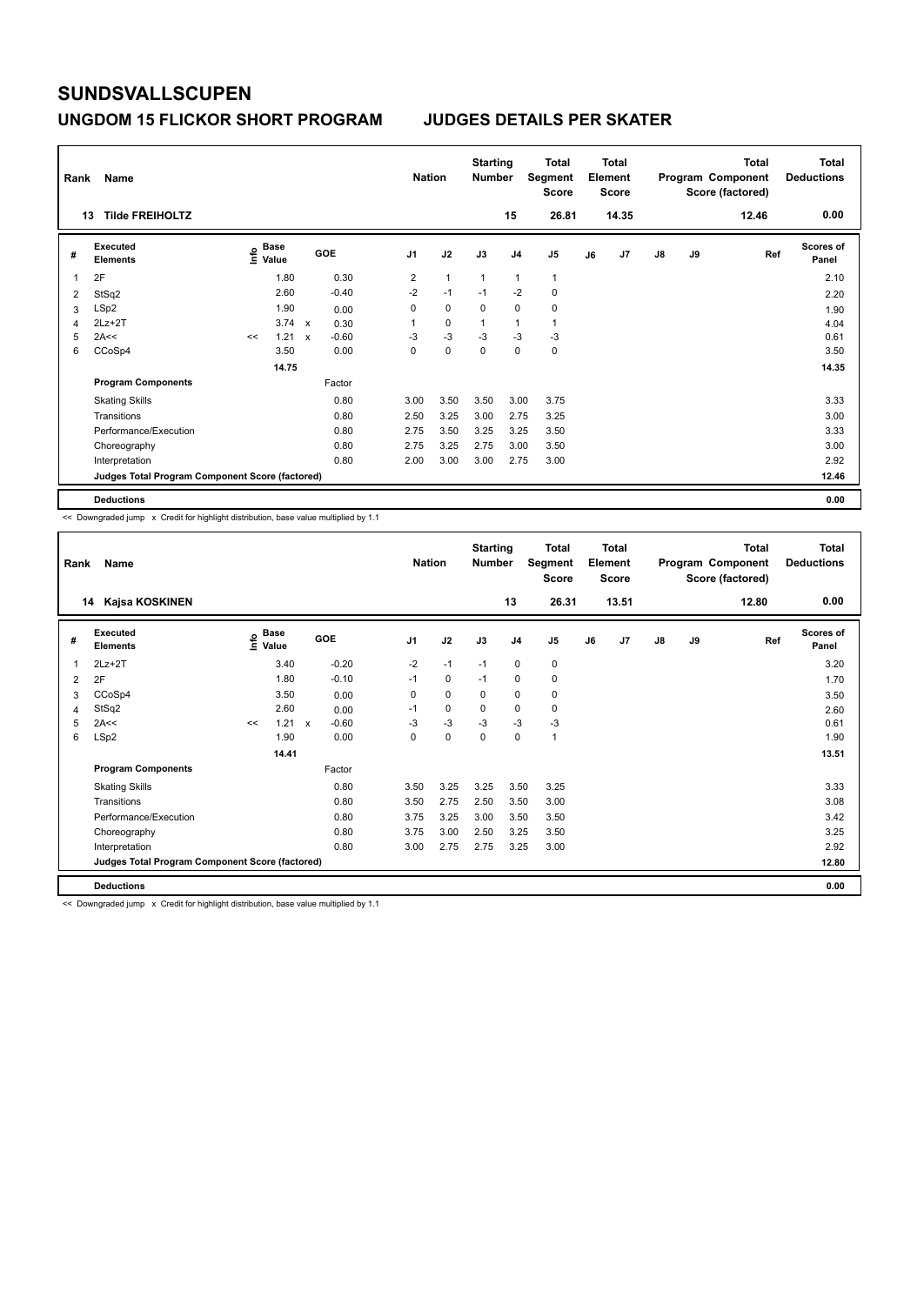# SUNDSVALLSCUPEN

## UNGDOM 15 FLICKOR SHORT PROGRAM — JUDGES DETAILS PER SKATER

| Rank | Name | Nation | Starting Number | Total Segment Score | Total Element Score | Total Program Component Score (factored) | Total Deductions |
|---|---|---|---|---|---|---|---|
| 13 | Tilde FREIHOLTZ | | 15 | 26.81 | 14.35 | 12.46 | 0.00 |

| # | Executed Elements | Info | Base Value | | GOE | J1 | J2 | J3 | J4 | J5 | J6 | J7 | J8 | J9 | Ref | Scores of Panel |
|---|---|---|---|---|---|---|---|---|---|---|---|---|---|---|---|---|
| 1 | 2F | | 1.80 | | 0.30 | 2 | 1 | 1 | 1 | 1 | | | | | | 2.10 |
| 2 | StSq2 | | 2.60 | | -0.40 | -2 | -1 | -1 | -2 | 0 | | | | | | 2.20 |
| 3 | LSp2 | | 1.90 | | 0.00 | 0 | 0 | 0 | 0 | 0 | | | | | | 1.90 |
| 4 | 2Lz+2T | | 3.74 | x | 0.30 | 1 | 0 | 1 | 1 | 1 | | | | | | 4.04 |
| 5 | 2A<< | << | 1.21 | x | -0.60 | -3 | -3 | -3 | -3 | -3 | | | | | | 0.61 |
| 6 | CCoSp4 | | 3.50 | | 0.00 | 0 | 0 | 0 | 0 | 0 | | | | | | 3.50 |
| | | | 14.75 | | | | | | | | | | | | | 14.35 |
| | **Program Components** | | | | Factor | | | | | | | | | | | |
| | Skating Skills | | | | 0.80 | 3.00 | 3.50 | 3.50 | 3.00 | 3.75 | | | | | | 3.33 |
| | Transitions | | | | 0.80 | 2.50 | 3.25 | 3.00 | 2.75 | 3.25 | | | | | | 3.00 |
| | Performance/Execution | | | | 0.80 | 2.75 | 3.50 | 3.25 | 3.25 | 3.50 | | | | | | 3.33 |
| | Choreography | | | | 0.80 | 2.75 | 3.25 | 2.75 | 3.00 | 3.50 | | | | | | 3.00 |
| | Interpretation | | | | 0.80 | 2.00 | 3.00 | 3.00 | 2.75 | 3.00 | | | | | | 2.92 |
| | Judges Total Program Component Score (factored) | | | | | | | | | | | | | | | 12.46 |
| | **Deductions** | | | | | | | | | | | | | | | 0.00 |

<< Downgraded jump x Credit for highlight distribution, base value multiplied by 1.1

| Rank | Name | Nation | Starting Number | Total Segment Score | Total Element Score | Total Program Component Score (factored) | Total Deductions |
|---|---|---|---|---|---|---|---|
| 14 | Kajsa KOSKINEN | | 13 | 26.31 | 13.51 | 12.80 | 0.00 |

| # | Executed Elements | Info | Base Value | | GOE | J1 | J2 | J3 | J4 | J5 | J6 | J7 | J8 | J9 | Ref | Scores of Panel |
|---|---|---|---|---|---|---|---|---|---|---|---|---|---|---|---|---|
| 1 | 2Lz+2T | | 3.40 | | -0.20 | -2 | -1 | -1 | 0 | 0 | | | | | | 3.20 |
| 2 | 2F | | 1.80 | | -0.10 | -1 | 0 | -1 | 0 | 0 | | | | | | 1.70 |
| 3 | CCoSp4 | | 3.50 | | 0.00 | 0 | 0 | 0 | 0 | 0 | | | | | | 3.50 |
| 4 | StSq2 | | 2.60 | | 0.00 | -1 | 0 | 0 | 0 | 0 | | | | | | 2.60 |
| 5 | 2A<< | << | 1.21 | x | -0.60 | -3 | -3 | -3 | -3 | -3 | | | | | | 0.61 |
| 6 | LSp2 | | 1.90 | | 0.00 | 0 | 0 | 0 | 0 | 1 | | | | | | 1.90 |
| | | | 14.41 | | | | | | | | | | | | | 13.51 |
| | **Program Components** | | | | Factor | | | | | | | | | | | |
| | Skating Skills | | | | 0.80 | 3.50 | 3.25 | 3.25 | 3.50 | 3.25 | | | | | | 3.33 |
| | Transitions | | | | 0.80 | 3.50 | 2.75 | 2.50 | 3.50 | 3.00 | | | | | | 3.08 |
| | Performance/Execution | | | | 0.80 | 3.75 | 3.25 | 3.00 | 3.50 | 3.50 | | | | | | 3.42 |
| | Choreography | | | | 0.80 | 3.75 | 3.00 | 2.50 | 3.25 | 3.50 | | | | | | 3.25 |
| | Interpretation | | | | 0.80 | 3.00 | 2.75 | 2.75 | 3.25 | 3.00 | | | | | | 2.92 |
| | Judges Total Program Component Score (factored) | | | | | | | | | | | | | | | 12.80 |
| | **Deductions** | | | | | | | | | | | | | | | 0.00 |

<< Downgraded jump x Credit for highlight distribution, base value multiplied by 1.1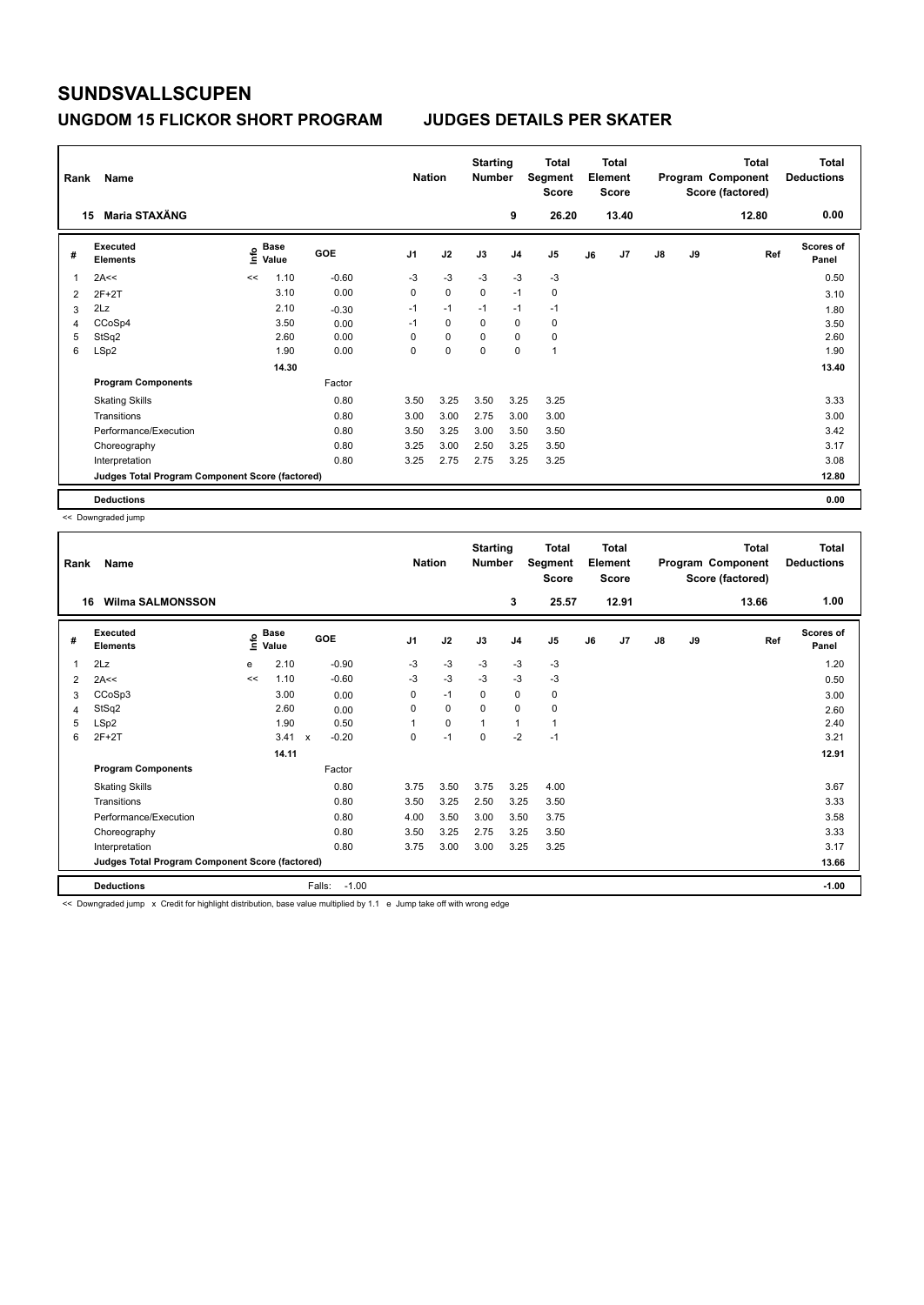# SUNDSVALLSCUPEN

## UNGDOM 15 FLICKOR SHORT PROGRAM JUDGES DETAILS PER SKATER

| Rank | Name | Nation | Starting Number | Total Segment Score | Total Element Score | Total Program Component Score (factored) | Total Deductions |
|---|---|---|---|---|---|---|---|
| 15 | Maria STAXÄNG | | 9 | 26.20 | 13.40 | 12.80 | 0.00 |

| # | Executed Elements | Info | Base Value | GOE | J1 | J2 | J3 | J4 | J5 | J6 | J7 | J8 | J9 | Ref | Scores of Panel |
|---|---|---|---|---|---|---|---|---|---|---|---|---|---|---|---|
| 1 | 2A<< | << | 1.10 | -0.60 | -3 | -3 | -3 | -3 | -3 | | | | | | 0.50 |
| 2 | 2F+2T | | 3.10 | 0.00 | 0 | 0 | 0 | -1 | 0 | | | | | | 3.10 |
| 3 | 2Lz | | 2.10 | -0.30 | -1 | -1 | -1 | -1 | -1 | | | | | | 1.80 |
| 4 | CCoSp4 | | 3.50 | 0.00 | -1 | 0 | 0 | 0 | 0 | | | | | | 3.50 |
| 5 | StSq2 | | 2.60 | 0.00 | 0 | 0 | 0 | 0 | 0 | | | | | | 2.60 |
| 6 | LSp2 | | 1.90 | 0.00 | 0 | 0 | 0 | 0 | 1 | | | | | | 1.90 |
| | | | 14.30 | | | | | | | | | | | | 13.40 |
| | **Program Components** | | | Factor | | | | | | | | | | | |
| | Skating Skills | | | 0.80 | 3.50 | 3.25 | 3.50 | 3.25 | 3.25 | | | | | | 3.33 |
| | Transitions | | | 0.80 | 3.00 | 3.00 | 2.75 | 3.00 | 3.00 | | | | | | 3.00 |
| | Performance/Execution | | | 0.80 | 3.50 | 3.25 | 3.00 | 3.50 | 3.50 | | | | | | 3.42 |
| | Choreography | | | 0.80 | 3.25 | 3.00 | 2.50 | 3.25 | 3.50 | | | | | | 3.17 |
| | Interpretation | | | 0.80 | 3.25 | 2.75 | 2.75 | 3.25 | 3.25 | | | | | | 3.08 |
| | **Judges Total Program Component Score (factored)** | | | | | | | | | | | | | | 12.80 |
| | **Deductions** | | | | | | | | | | | | | | 0.00 |

<< Downgraded jump

| Rank | Name | Nation | Starting Number | Total Segment Score | Total Element Score | Total Program Component Score (factored) | Total Deductions |
|---|---|---|---|---|---|---|---|
| 16 | Wilma SALMONSSON | | 3 | 25.57 | 12.91 | 13.66 | 1.00 |

| # | Executed Elements | Info | Base Value | GOE | J1 | J2 | J3 | J4 | J5 | J6 | J7 | J8 | J9 | Ref | Scores of Panel |
|---|---|---|---|---|---|---|---|---|---|---|---|---|---|---|---|
| 1 | 2Lz | e | 2.10 | -0.90 | -3 | -3 | -3 | -3 | -3 | | | | | | 1.20 |
| 2 | 2A<< | << | 1.10 | -0.60 | -3 | -3 | -3 | -3 | -3 | | | | | | 0.50 |
| 3 | CCoSp3 | | 3.00 | 0.00 | 0 | -1 | 0 | 0 | 0 | | | | | | 3.00 |
| 4 | StSq2 | | 2.60 | 0.00 | 0 | 0 | 0 | 0 | 0 | | | | | | 2.60 |
| 5 | LSp2 | | 1.90 | 0.50 | 1 | 0 | 1 | 1 | 1 | | | | | | 2.40 |
| 6 | 2F+2T | | 3.41 x | -0.20 | 0 | -1 | 0 | -2 | -1 | | | | | | 3.21 |
| | | | 14.11 | | | | | | | | | | | | 12.91 |
| | **Program Components** | | | Factor | | | | | | | | | | | |
| | Skating Skills | | | 0.80 | 3.75 | 3.50 | 3.75 | 3.25 | 4.00 | | | | | | 3.67 |
| | Transitions | | | 0.80 | 3.50 | 3.25 | 2.50 | 3.25 | 3.50 | | | | | | 3.33 |
| | Performance/Execution | | | 0.80 | 4.00 | 3.50 | 3.00 | 3.50 | 3.75 | | | | | | 3.58 |
| | Choreography | | | 0.80 | 3.50 | 3.25 | 2.75 | 3.25 | 3.50 | | | | | | 3.33 |
| | Interpretation | | | 0.80 | 3.75 | 3.00 | 3.00 | 3.25 | 3.25 | | | | | | 3.17 |
| | **Judges Total Program Component Score (factored)** | | | | | | | | | | | | | | 13.66 |
| | **Deductions** | | | Falls: -1.00 | | | | | | | | | | | -1.00 |

<< Downgraded jump x Credit for highlight distribution, base value multiplied by 1.1 e Jump take off with wrong edge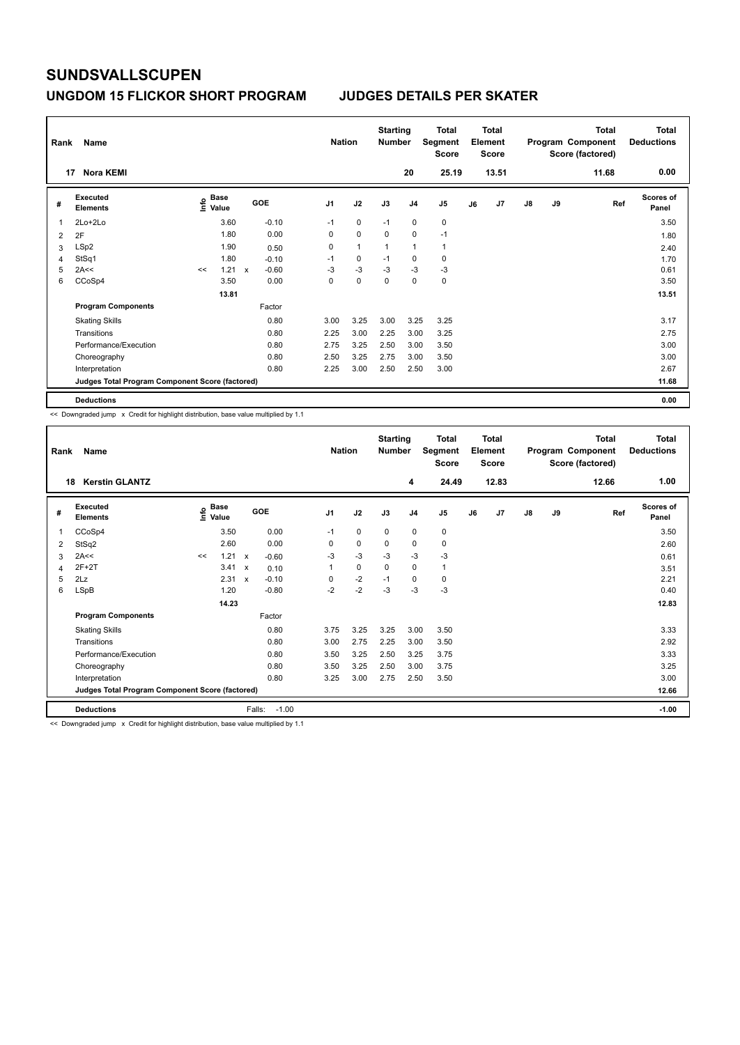# SUNDSVALLSCUPEN

## UNGDOM 15 FLICKOR SHORT PROGRAM JUDGES DETAILS PER SKATER

| Rank | Name | Nation | Starting Number | Total Segment Score | Total Element Score | Total Program Component Score (factored) | Total Deductions |
|---|---|---|---|---|---|---|---|
| 17 | Nora KEMI | | 20 | 25.19 | 13.51 | 11.68 | 0.00 |

| # | Executed Elements | Info | Base Value | | GOE | J1 | J2 | J3 | J4 | J5 | J6 | J7 | J8 | J9 | Ref | Scores of Panel |
|---|---|---|---|---|---|---|---|---|---|---|---|---|---|---|---|---|
| 1 | 2Lo+2Lo | | 3.60 | | -0.10 | -1 | 0 | -1 | 0 | 0 | | | | | | 3.50 |
| 2 | 2F | | 1.80 | | 0.00 | 0 | 0 | 0 | 0 | -1 | | | | | | 1.80 |
| 3 | LSp2 | | 1.90 | | 0.50 | 0 | 1 | 1 | 1 | 1 | | | | | | 2.40 |
| 4 | StSq1 | | 1.80 | | -0.10 | -1 | 0 | -1 | 0 | 0 | | | | | | 1.70 |
| 5 | 2A<< | << | 1.21 | x | -0.60 | -3 | -3 | -3 | -3 | -3 | | | | | | 0.61 |
| 6 | CCoSp4 | | 3.50 | | 0.00 | 0 | 0 | 0 | 0 | 0 | | | | | | 3.50 |
| | | | 13.81 | | | | | | | | | | | | | 13.51 |
| | **Program Components** | | | | Factor | | | | | | | | | | | |
| | Skating Skills | | | | 0.80 | 3.00 | 3.25 | 3.00 | 3.25 | 3.25 | | | | | | 3.17 |
| | Transitions | | | | 0.80 | 2.25 | 3.00 | 2.25 | 3.00 | 3.25 | | | | | | 2.75 |
| | Performance/Execution | | | | 0.80 | 2.75 | 3.25 | 2.50 | 3.00 | 3.50 | | | | | | 3.00 |
| | Choreography | | | | 0.80 | 2.50 | 3.25 | 2.75 | 3.00 | 3.50 | | | | | | 3.00 |
| | Interpretation | | | | 0.80 | 2.25 | 3.00 | 2.50 | 2.50 | 3.00 | | | | | | 2.67 |
| | **Judges Total Program Component Score (factored)** | | | | | | | | | | | | | | | 11.68 |
| | **Deductions** | | | | | | | | | | | | | | | 0.00 |

<< Downgraded jump x Credit for highlight distribution, base value multiplied by 1.1

| Rank | Name | Nation | Starting Number | Total Segment Score | Total Element Score | Total Program Component Score (factored) | Total Deductions |
|---|---|---|---|---|---|---|---|
| 18 | Kerstin GLANTZ | | 4 | 24.49 | 12.83 | 12.66 | 1.00 |

| # | Executed Elements | Info | Base Value | | GOE | J1 | J2 | J3 | J4 | J5 | J6 | J7 | J8 | J9 | Ref | Scores of Panel |
|---|---|---|---|---|---|---|---|---|---|---|---|---|---|---|---|---|
| 1 | CCoSp4 | | 3.50 | | 0.00 | -1 | 0 | 0 | 0 | 0 | | | | | | 3.50 |
| 2 | StSq2 | | 2.60 | | 0.00 | 0 | 0 | 0 | 0 | 0 | | | | | | 2.60 |
| 3 | 2A<< | << | 1.21 | x | -0.60 | -3 | -3 | -3 | -3 | -3 | | | | | | 0.61 |
| 4 | 2F+2T | | 3.41 | x | 0.10 | 1 | 0 | 0 | 0 | 1 | | | | | | 3.51 |
| 5 | 2Lz | | 2.31 | x | -0.10 | 0 | -2 | -1 | 0 | 0 | | | | | | 2.21 |
| 6 | LSpB | | 1.20 | | -0.80 | -2 | -2 | -3 | -3 | -3 | | | | | | 0.40 |
| | | | 14.23 | | | | | | | | | | | | | 12.83 |
| | **Program Components** | | | | Factor | | | | | | | | | | | |
| | Skating Skills | | | | 0.80 | 3.75 | 3.25 | 3.25 | 3.00 | 3.50 | | | | | | 3.33 |
| | Transitions | | | | 0.80 | 3.00 | 2.75 | 2.25 | 3.00 | 3.50 | | | | | | 2.92 |
| | Performance/Execution | | | | 0.80 | 3.50 | 3.25 | 2.50 | 3.25 | 3.75 | | | | | | 3.33 |
| | Choreography | | | | 0.80 | 3.50 | 3.25 | 2.50 | 3.00 | 3.75 | | | | | | 3.25 |
| | Interpretation | | | | 0.80 | 3.25 | 3.00 | 2.75 | 2.50 | 3.50 | | | | | | 3.00 |
| | **Judges Total Program Component Score (factored)** | | | | | | | | | | | | | | | 12.66 |
| | **Deductions** | | | | Falls: -1.00 | | | | | | | | | | | -1.00 |

<< Downgraded jump x Credit for highlight distribution, base value multiplied by 1.1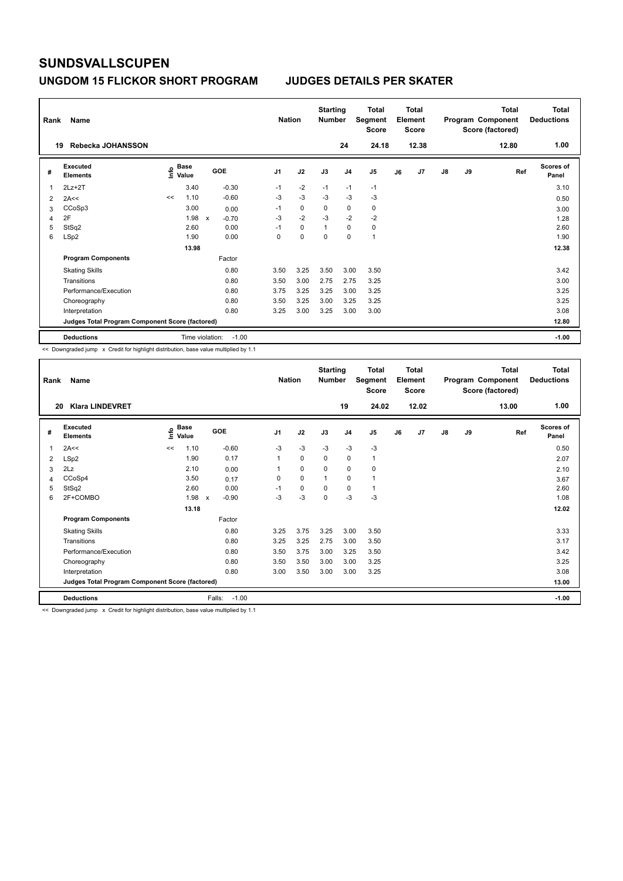# SUNDSVALLSCUPEN

## UNGDOM 15 FLICKOR SHORT PROGRAM JUDGES DETAILS PER SKATER

| Rank | Name | Nation | Starting Number | Total Segment Score | Total Element Score | Total Program Component Score (factored) | Total Deductions |
|---|---|---|---|---|---|---|---|
| 19 | Rebecka JOHANSSON | | 24 | 24.18 | 12.38 | 12.80 | 1.00 |

| # | Executed Elements | Info | Base Value | | GOE | J1 | J2 | J3 | J4 | J5 | J6 | J7 | J8 | J9 | Ref | Scores of Panel |
|---|---|---|---|---|---|---|---|---|---|---|---|---|---|---|---|---|
| 1 | 2Lz+2T | | 3.40 | | -0.30 | -1 | -2 | -1 | -1 | -1 | | | | | | 3.10 |
| 2 | 2A<< | << | 1.10 | | -0.60 | -3 | -3 | -3 | -3 | -3 | | | | | | 0.50 |
| 3 | CCoSp3 | | 3.00 | | 0.00 | -1 | 0 | 0 | 0 | 0 | | | | | | 3.00 |
| 4 | 2F | | 1.98 | x | -0.70 | -3 | -2 | -3 | -2 | -2 | | | | | | 1.28 |
| 5 | StSq2 | | 2.60 | | 0.00 | -1 | 0 | 1 | 0 | 0 | | | | | | 2.60 |
| 6 | LSp2 | | 1.90 | | 0.00 | 0 | 0 | 0 | 0 | 1 | | | | | | 1.90 |
| | | | 13.98 | | | | | | | | | | | | | 12.38 |
| | **Program Components** | | | | Factor | | | | | | | | | | | |
| | Skating Skills | | | | 0.80 | 3.50 | 3.25 | 3.50 | 3.00 | 3.50 | | | | | | 3.42 |
| | Transitions | | | | 0.80 | 3.50 | 3.00 | 2.75 | 2.75 | 3.25 | | | | | | 3.00 |
| | Performance/Execution | | | | 0.80 | 3.75 | 3.25 | 3.25 | 3.00 | 3.25 | | | | | | 3.25 |
| | Choreography | | | | 0.80 | 3.50 | 3.25 | 3.00 | 3.25 | 3.25 | | | | | | 3.25 |
| | Interpretation | | | | 0.80 | 3.25 | 3.00 | 3.25 | 3.00 | 3.00 | | | | | | 3.08 |
| | **Judges Total Program Component Score (factored)** | | | | | | | | | | | | | | | 12.80 |
| | **Deductions** | | Time violation: | | -1.00 | | | | | | | | | | | -1.00 |

<< Downgraded jump x Credit for highlight distribution, base value multiplied by 1.1

| Rank | Name | Nation | Starting Number | Total Segment Score | Total Element Score | Total Program Component Score (factored) | Total Deductions |
|---|---|---|---|---|---|---|---|
| 20 | Klara LINDEVRET | | 19 | 24.02 | 12.02 | 13.00 | 1.00 |

| # | Executed Elements | Info | Base Value | | GOE | J1 | J2 | J3 | J4 | J5 | J6 | J7 | J8 | J9 | Ref | Scores of Panel |
|---|---|---|---|---|---|---|---|---|---|---|---|---|---|---|---|---|
| 1 | 2A<< | << | 1.10 | | -0.60 | -3 | -3 | -3 | -3 | -3 | | | | | | 0.50 |
| 2 | LSp2 | | 1.90 | | 0.17 | 1 | 0 | 0 | 0 | 1 | | | | | | 2.07 |
| 3 | 2Lz | | 2.10 | | 0.00 | 1 | 0 | 0 | 0 | 0 | | | | | | 2.10 |
| 4 | CCoSp4 | | 3.50 | | 0.17 | 0 | 0 | 1 | 0 | 1 | | | | | | 3.67 |
| 5 | StSq2 | | 2.60 | | 0.00 | -1 | 0 | 0 | 0 | 1 | | | | | | 2.60 |
| 6 | 2F+COMBO | | 1.98 | x | -0.90 | -3 | -3 | 0 | -3 | -3 | | | | | | 1.08 |
| | | | 13.18 | | | | | | | | | | | | | 12.02 |
| | **Program Components** | | | | Factor | | | | | | | | | | | |
| | Skating Skills | | | | 0.80 | 3.25 | 3.75 | 3.25 | 3.00 | 3.50 | | | | | | 3.33 |
| | Transitions | | | | 0.80 | 3.25 | 3.25 | 2.75 | 3.00 | 3.50 | | | | | | 3.17 |
| | Performance/Execution | | | | 0.80 | 3.50 | 3.75 | 3.00 | 3.25 | 3.50 | | | | | | 3.42 |
| | Choreography | | | | 0.80 | 3.50 | 3.50 | 3.00 | 3.00 | 3.25 | | | | | | 3.25 |
| | Interpretation | | | | 0.80 | 3.00 | 3.50 | 3.00 | 3.00 | 3.25 | | | | | | 3.08 |
| | **Judges Total Program Component Score (factored)** | | | | | | | | | | | | | | | 13.00 |
| | **Deductions** | | Falls: | | -1.00 | | | | | | | | | | | -1.00 |

<< Downgraded jump x Credit for highlight distribution, base value multiplied by 1.1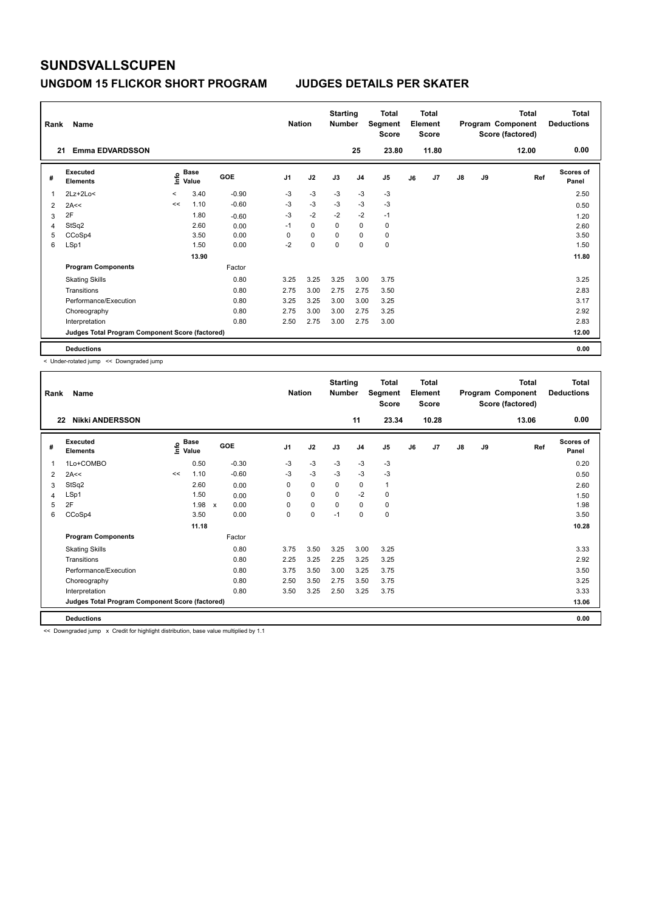# SUNDSVALLSCUPEN

## UNGDOM 15 FLICKOR SHORT PROGRAM JUDGES DETAILS PER SKATER

| Rank | Name | Nation | Starting Number | Total Segment Score | Total Element Score | Total Program Component Score (factored) | Total Deductions |
|---|---|---|---|---|---|---|---|
| 21 | Emma EDVARDSSON | | 25 | 23.80 | 11.80 | 12.00 | 0.00 |

| # | Executed Elements | Info | Base Value | GOE | J1 | J2 | J3 | J4 | J5 | J6 | J7 | J8 | J9 | Ref | Scores of Panel |
|---|---|---|---|---|---|---|---|---|---|---|---|---|---|---|---|
| 1 | 2Lz+2Lo< | < | 3.40 | -0.90 | -3 | -3 | -3 | -3 | -3 | | | | | | 2.50 |
| 2 | 2A<< | << | 1.10 | -0.60 | -3 | -3 | -3 | -3 | -3 | | | | | | 0.50 |
| 3 | 2F | | 1.80 | -0.60 | -3 | -2 | -2 | -2 | -1 | | | | | | 1.20 |
| 4 | StSq2 | | 2.60 | 0.00 | -1 | 0 | 0 | 0 | 0 | | | | | | 2.60 |
| 5 | CCoSp4 | | 3.50 | 0.00 | 0 | 0 | 0 | 0 | 0 | | | | | | 3.50 |
| 6 | LSp1 | | 1.50 | 0.00 | -2 | 0 | 0 | 0 | 0 | | | | | | 1.50 |
| | | | 13.90 | | | | | | | | | | | | 11.80 |
| | **Program Components** | | | Factor | | | | | | | | | | | |
| | Skating Skills | | | 0.80 | 3.25 | 3.25 | 3.25 | 3.00 | 3.75 | | | | | | 3.25 |
| | Transitions | | | 0.80 | 2.75 | 3.00 | 2.75 | 2.75 | 3.50 | | | | | | 2.83 |
| | Performance/Execution | | | 0.80 | 3.25 | 3.25 | 3.00 | 3.00 | 3.25 | | | | | | 3.17 |
| | Choreography | | | 0.80 | 2.75 | 3.00 | 3.00 | 2.75 | 3.25 | | | | | | 2.92 |
| | Interpretation | | | 0.80 | 2.50 | 2.75 | 3.00 | 2.75 | 3.00 | | | | | | 2.83 |
| | **Judges Total Program Component Score (factored)** | | | | | | | | | | | | | | 12.00 |
| | **Deductions** | | | | | | | | | | | | | | 0.00 |

< Under-rotated jump << Downgraded jump

| Rank | Name | Nation | Starting Number | Total Segment Score | Total Element Score | Total Program Component Score (factored) | Total Deductions |
|---|---|---|---|---|---|---|---|
| 22 | Nikki ANDERSSON | | 11 | 23.34 | 10.28 | 13.06 | 0.00 |

| # | Executed Elements | Info | Base Value | GOE | J1 | J2 | J3 | J4 | J5 | J6 | J7 | J8 | J9 | Ref | Scores of Panel |
|---|---|---|---|---|---|---|---|---|---|---|---|---|---|---|---|
| 1 | 1Lo+COMBO | | 0.50 | -0.30 | -3 | -3 | -3 | -3 | -3 | | | | | | 0.20 |
| 2 | 2A<< | << | 1.10 | -0.60 | -3 | -3 | -3 | -3 | -3 | | | | | | 0.50 |
| 3 | StSq2 | | 2.60 | 0.00 | 0 | 0 | 0 | 0 | 1 | | | | | | 2.60 |
| 4 | LSp1 | | 1.50 | 0.00 | 0 | 0 | 0 | -2 | 0 | | | | | | 1.50 |
| 5 | 2F | | 1.98 x | 0.00 | 0 | 0 | 0 | 0 | 0 | | | | | | 1.98 |
| 6 | CCoSp4 | | 3.50 | 0.00 | 0 | 0 | -1 | 0 | 0 | | | | | | 3.50 |
| | | | 11.18 | | | | | | | | | | | | 10.28 |
| | **Program Components** | | | Factor | | | | | | | | | | | |
| | Skating Skills | | | 0.80 | 3.75 | 3.50 | 3.25 | 3.00 | 3.25 | | | | | | 3.33 |
| | Transitions | | | 0.80 | 2.25 | 3.25 | 2.25 | 3.25 | 3.25 | | | | | | 2.92 |
| | Performance/Execution | | | 0.80 | 3.75 | 3.50 | 3.00 | 3.25 | 3.75 | | | | | | 3.50 |
| | Choreography | | | 0.80 | 2.50 | 3.50 | 2.75 | 3.50 | 3.75 | | | | | | 3.25 |
| | Interpretation | | | 0.80 | 3.50 | 3.25 | 2.50 | 3.25 | 3.75 | | | | | | 3.33 |
| | **Judges Total Program Component Score (factored)** | | | | | | | | | | | | | | 13.06 |
| | **Deductions** | | | | | | | | | | | | | | 0.00 |

<< Downgraded jump x Credit for highlight distribution, base value multiplied by 1.1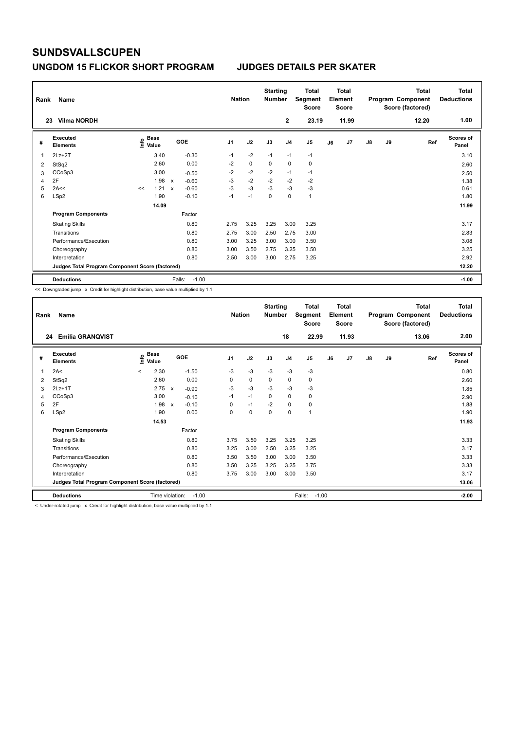# SUNDSVALLSCUPEN

## UNGDOM 15 FLICKOR SHORT PROGRAM    JUDGES DETAILS PER SKATER

| Rank | Name | Nation | Starting Number | Total Segment Score | Total Element Score | Total Program Component Score (factored) | Total Deductions |
|---|---|---|---|---|---|---|---|
| 23 | Vilma NORDH | | 2 | 23.19 | 11.99 | 12.20 | 1.00 |

| # | Executed Elements | Info | Base Value | | GOE | J1 | J2 | J3 | J4 | J5 | J6 | J7 | J8 | J9 | Ref | Scores of Panel |
|---|---|---|---|---|---|---|---|---|---|---|---|---|---|---|---|---|
| 1 | 2Lz+2T | | 3.40 | | -0.30 | -1 | -2 | -1 | -1 | -1 | | | | | | 3.10 |
| 2 | StSq2 | | 2.60 | | 0.00 | -2 | 0 | 0 | 0 | 0 | | | | | | 2.60 |
| 3 | CCoSp3 | | 3.00 | | -0.50 | -2 | -2 | -2 | -1 | -1 | | | | | | 2.50 |
| 4 | 2F | | 1.98 | x | -0.60 | -3 | -2 | -2 | -2 | -2 | | | | | | 1.38 |
| 5 | 2A<< | << | 1.21 | x | -0.60 | -3 | -3 | -3 | -3 | -3 | | | | | | 0.61 |
| 6 | LSp2 | | 1.90 | | -0.10 | -1 | -1 | 0 | 0 | 1 | | | | | | 1.80 |
| | | | 14.09 | | | | | | | | | | | | | 11.99 |
| | **Program Components** | | | | Factor | | | | | | | | | | | |
| | Skating Skills | | | | 0.80 | 2.75 | 3.25 | 3.25 | 3.00 | 3.25 | | | | | | 3.17 |
| | Transitions | | | | 0.80 | 2.75 | 3.00 | 2.50 | 2.75 | 3.00 | | | | | | 2.83 |
| | Performance/Execution | | | | 0.80 | 3.00 | 3.25 | 3.00 | 3.00 | 3.50 | | | | | | 3.08 |
| | Choreography | | | | 0.80 | 3.00 | 3.50 | 2.75 | 3.25 | 3.50 | | | | | | 3.25 |
| | Interpretation | | | | 0.80 | 2.50 | 3.00 | 3.00 | 2.75 | 3.25 | | | | | | 2.92 |
| | **Judges Total Program Component Score (factored)** | | | | | | | | | | | | | | | 12.20 |
| | **Deductions** | | | | Falls: -1.00 | | | | | | | | | | | -1.00 |

<< Downgraded jump x Credit for highlight distribution, base value multiplied by 1.1

| Rank | Name | Nation | Starting Number | Total Segment Score | Total Element Score | Total Program Component Score (factored) | Total Deductions |
|---|---|---|---|---|---|---|---|
| 24 | Emilia GRANQVIST | | 18 | 22.99 | 11.93 | 13.06 | 2.00 |

| # | Executed Elements | Info | Base Value | | GOE | J1 | J2 | J3 | J4 | J5 | J6 | J7 | J8 | J9 | Ref | Scores of Panel |
|---|---|---|---|---|---|---|---|---|---|---|---|---|---|---|---|---|
| 1 | 2A< | < | 2.30 | | -1.50 | -3 | -3 | -3 | -3 | -3 | | | | | | 0.80 |
| 2 | StSq2 | | 2.60 | | 0.00 | 0 | 0 | 0 | 0 | 0 | | | | | | 2.60 |
| 3 | 2Lz+1T | | 2.75 | x | -0.90 | -3 | -3 | -3 | -3 | -3 | | | | | | 1.85 |
| 4 | CCoSp3 | | 3.00 | | -0.10 | -1 | -1 | 0 | 0 | 0 | | | | | | 2.90 |
| 5 | 2F | | 1.98 | x | -0.10 | 0 | -1 | -2 | 0 | 0 | | | | | | 1.88 |
| 6 | LSp2 | | 1.90 | | 0.00 | 0 | 0 | 0 | 0 | 1 | | | | | | 1.90 |
| | | | 14.53 | | | | | | | | | | | | | 11.93 |
| | **Program Components** | | | | Factor | | | | | | | | | | | |
| | Skating Skills | | | | 0.80 | 3.75 | 3.50 | 3.25 | 3.25 | 3.25 | | | | | | 3.33 |
| | Transitions | | | | 0.80 | 3.25 | 3.00 | 2.50 | 3.25 | 3.25 | | | | | | 3.17 |
| | Performance/Execution | | | | 0.80 | 3.50 | 3.50 | 3.00 | 3.00 | 3.50 | | | | | | 3.33 |
| | Choreography | | | | 0.80 | 3.50 | 3.25 | 3.25 | 3.25 | 3.75 | | | | | | 3.33 |
| | Interpretation | | | | 0.80 | 3.75 | 3.00 | 3.00 | 3.00 | 3.50 | | | | | | 3.17 |
| | **Judges Total Program Component Score (factored)** | | | | | | | | | | | | | | | 13.06 |
| | **Deductions** | | | | Time violation: -1.00 | | | | | Falls: -1.00 | | | | | | -2.00 |

< Under-rotated jump x Credit for highlight distribution, base value multiplied by 1.1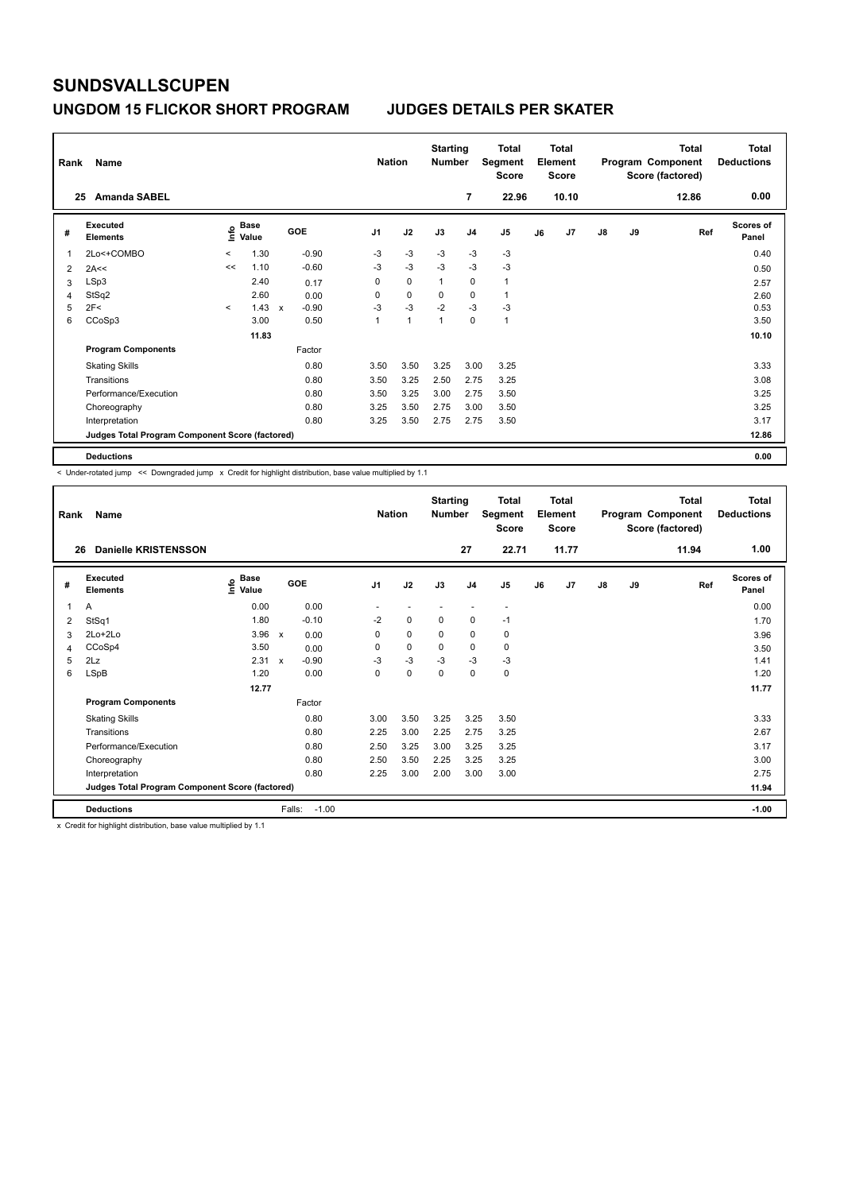# SUNDSVALLSCUPEN

## UNGDOM 15 FLICKOR SHORT PROGRAM JUDGES DETAILS PER SKATER

| Rank | Name | Nation | Starting Number | Total Segment Score | Total Element Score | Total Program Component Score (factored) | Total Deductions |
|---|---|---|---|---|---|---|---|
| 25 | Amanda SABEL | | 7 | 22.96 | 10.10 | 12.86 | 0.00 |

| # | Executed Elements | Info | Base Value | | GOE | J1 | J2 | J3 | J4 | J5 | J6 | J7 | J8 | J9 | Ref | Scores of Panel |
|---|---|---|---|---|---|---|---|---|---|---|---|---|---|---|---|---|
| 1 | 2Lo<+COMBO | < | 1.30 | | -0.90 | -3 | -3 | -3 | -3 | -3 | | | | | | 0.40 |
| 2 | 2A<< | << | 1.10 | | -0.60 | -3 | -3 | -3 | -3 | -3 | | | | | | 0.50 |
| 3 | LSp3 | | 2.40 | | 0.17 | 0 | 0 | 1 | 0 | 1 | | | | | | 2.57 |
| 4 | StSq2 | | 2.60 | | 0.00 | 0 | 0 | 0 | 0 | 1 | | | | | | 2.60 |
| 5 | 2F< | < | 1.43 | x | -0.90 | -3 | -3 | -2 | -3 | -3 | | | | | | 0.53 |
| 6 | CCoSp3 | | 3.00 | | 0.50 | 1 | 1 | 1 | 0 | 1 | | | | | | 3.50 |
| | | | 11.83 | | | | | | | | | | | | | 10.10 |
| | **Program Components** | | | | Factor | | | | | | | | | | | |
| | Skating Skills | | | | 0.80 | 3.50 | 3.50 | 3.25 | 3.00 | 3.25 | | | | | | 3.33 |
| | Transitions | | | | 0.80 | 3.50 | 3.25 | 2.50 | 2.75 | 3.25 | | | | | | 3.08 |
| | Performance/Execution | | | | 0.80 | 3.50 | 3.25 | 3.00 | 2.75 | 3.50 | | | | | | 3.25 |
| | Choreography | | | | 0.80 | 3.25 | 3.50 | 2.75 | 3.00 | 3.50 | | | | | | 3.25 |
| | Interpretation | | | | 0.80 | 3.25 | 3.50 | 2.75 | 2.75 | 3.50 | | | | | | 3.17 |
| | **Judges Total Program Component Score (factored)** | | | | | | | | | | | | | | | 12.86 |
| | **Deductions** | | | | | | | | | | | | | | | 0.00 |

< Under-rotated jump << Downgraded jump x Credit for highlight distribution, base value multiplied by 1.1

| Rank | Name | Nation | Starting Number | Total Segment Score | Total Element Score | Total Program Component Score (factored) | Total Deductions |
|---|---|---|---|---|---|---|---|
| 26 | Danielle KRISTENSSON | | 27 | 22.71 | 11.77 | 11.94 | 1.00 |

| # | Executed Elements | Info | Base Value | | GOE | J1 | J2 | J3 | J4 | J5 | J6 | J7 | J8 | J9 | Ref | Scores of Panel |
|---|---|---|---|---|---|---|---|---|---|---|---|---|---|---|---|---|
| 1 | A | | 0.00 | | 0.00 | - | - | - | - | - | | | | | | 0.00 |
| 2 | StSq1 | | 1.80 | | -0.10 | -2 | 0 | 0 | 0 | -1 | | | | | | 1.70 |
| 3 | 2Lo+2Lo | | 3.96 | x | 0.00 | 0 | 0 | 0 | 0 | 0 | | | | | | 3.96 |
| 4 | CCoSp4 | | 3.50 | | 0.00 | 0 | 0 | 0 | 0 | 0 | | | | | | 3.50 |
| 5 | 2Lz | | 2.31 | x | -0.90 | -3 | -3 | -3 | -3 | -3 | | | | | | 1.41 |
| 6 | LSpB | | 1.20 | | 0.00 | 0 | 0 | 0 | 0 | 0 | | | | | | 1.20 |
| | | | 12.77 | | | | | | | | | | | | | 11.77 |
| | **Program Components** | | | | Factor | | | | | | | | | | | |
| | Skating Skills | | | | 0.80 | 3.00 | 3.50 | 3.25 | 3.25 | 3.50 | | | | | | 3.33 |
| | Transitions | | | | 0.80 | 2.25 | 3.00 | 2.25 | 2.75 | 3.25 | | | | | | 2.67 |
| | Performance/Execution | | | | 0.80 | 2.50 | 3.25 | 3.00 | 3.25 | 3.25 | | | | | | 3.17 |
| | Choreography | | | | 0.80 | 2.50 | 3.50 | 2.25 | 3.25 | 3.25 | | | | | | 3.00 |
| | Interpretation | | | | 0.80 | 2.25 | 3.00 | 2.00 | 3.00 | 3.00 | | | | | | 2.75 |
| | **Judges Total Program Component Score (factored)** | | | | | | | | | | | | | | | 11.94 |
| | **Deductions** | | | Falls: | -1.00 | | | | | | | | | | | -1.00 |

x Credit for highlight distribution, base value multiplied by 1.1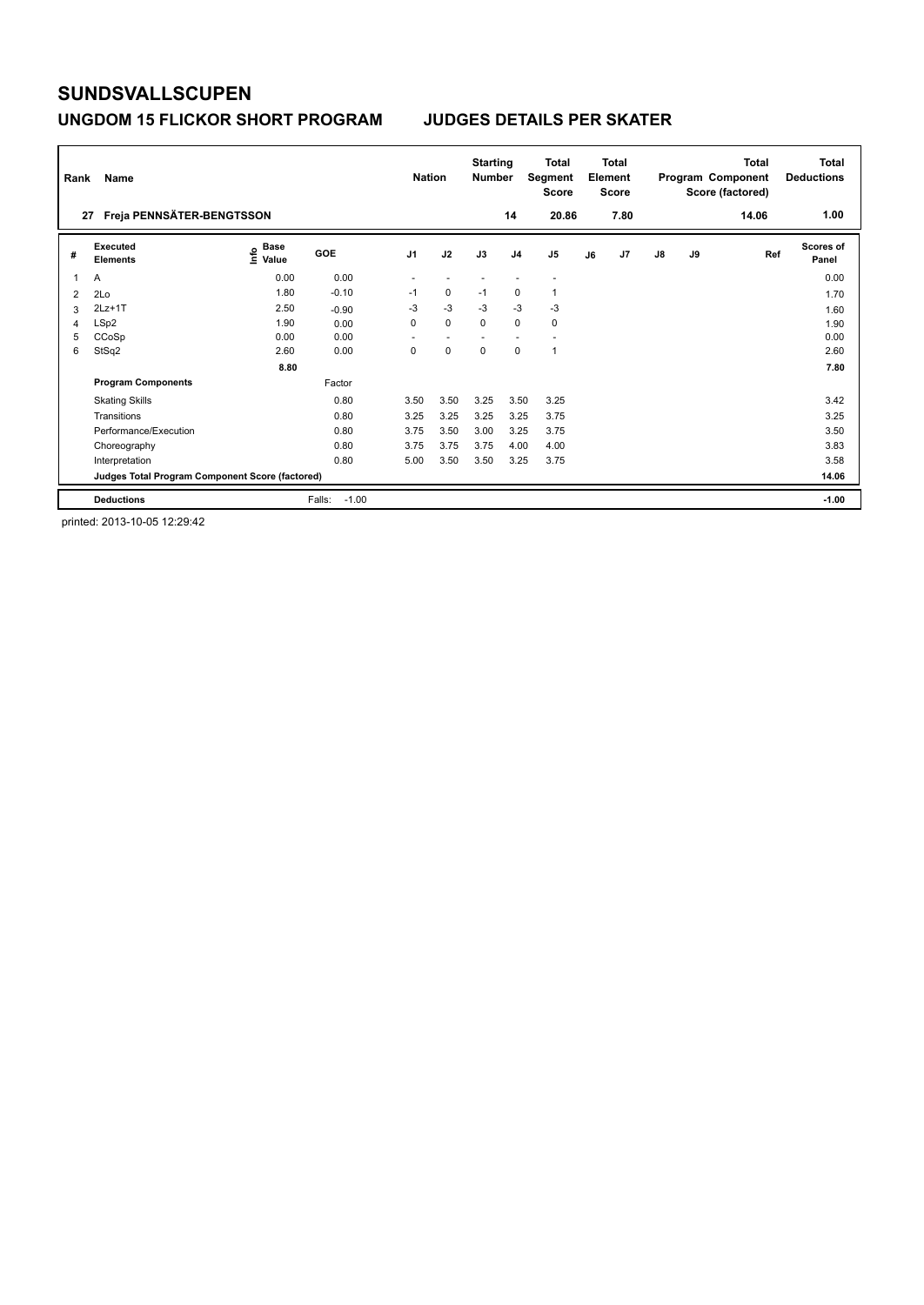# SUNDSVALLSCUPEN

## UNGDOM 15 FLICKOR SHORT PROGRAM JUDGES DETAILS PER SKATER

| Rank | Name | Nation | Starting Number | Total Segment Score | Total Element Score | Total Program Component Score (factored) | Total Deductions |
|---|---|---|---|---|---|---|---|
| 27 | Freja PENNSÄTER-BENGTSSON | | 14 | 20.86 | 7.80 | 14.06 | 1.00 |

| # | Executed Elements | Info | Base Value | GOE | J1 | J2 | J3 | J4 | J5 | J6 | J7 | J8 | J9 | Ref | Scores of Panel |
|---|---|---|---|---|---|---|---|---|---|---|---|---|---|---|---|
| 1 | A | | 0.00 | 0.00 | - | - | - | - | - | | | | | | 0.00 |
| 2 | 2Lo | | 1.80 | -0.10 | -1 | 0 | -1 | 0 | 1 | | | | | | 1.70 |
| 3 | 2Lz+1T | | 2.50 | -0.90 | -3 | -3 | -3 | -3 | -3 | | | | | | 1.60 |
| 4 | LSp2 | | 1.90 | 0.00 | 0 | 0 | 0 | 0 | 0 | | | | | | 1.90 |
| 5 | CCoSp | | 0.00 | 0.00 | - | - | - | - | - | | | | | | 0.00 |
| 6 | StSq2 | | 2.60 | 0.00 | 0 | 0 | 0 | 0 | 1 | | | | | | 2.60 |
| | | | 8.80 | | | | | | | | | | | | 7.80 |
| | **Program Components** | | | Factor | | | | | | | | | | | |
| | Skating Skills | | | 0.80 | 3.50 | 3.50 | 3.25 | 3.50 | 3.25 | | | | | | 3.42 |
| | Transitions | | | 0.80 | 3.25 | 3.25 | 3.25 | 3.25 | 3.75 | | | | | | 3.25 |
| | Performance/Execution | | | 0.80 | 3.75 | 3.50 | 3.00 | 3.25 | 3.75 | | | | | | 3.50 |
| | Choreography | | | 0.80 | 3.75 | 3.75 | 3.75 | 4.00 | 4.00 | | | | | | 3.83 |
| | Interpretation | | | 0.80 | 5.00 | 3.50 | 3.50 | 3.25 | 3.75 | | | | | | 3.58 |
| | **Judges Total Program Component Score (factored)** | | | | | | | | | | | | | | 14.06 |
| | **Deductions** | | | Falls: -1.00 | | | | | | | | | | | -1.00 |

printed: 2013-10-05 12:29:42